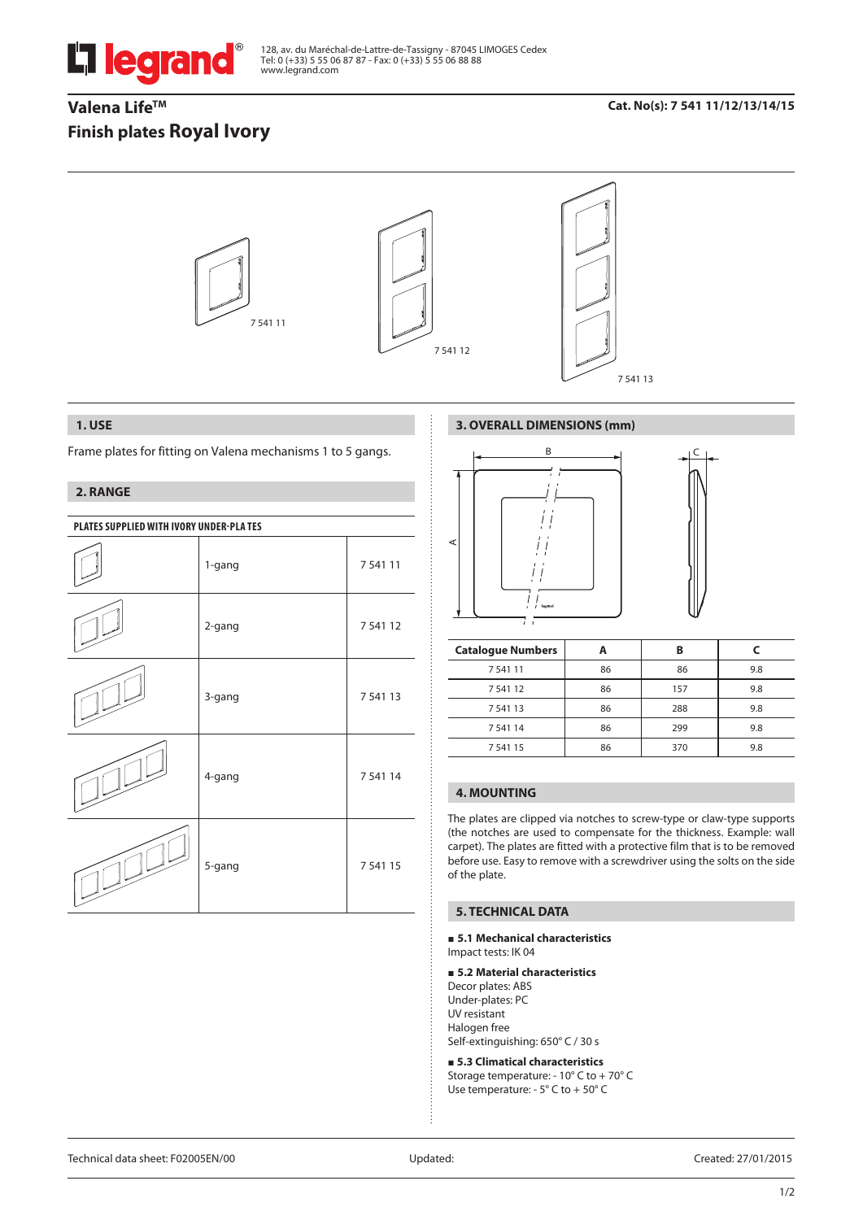128, av. du Maréchal-de-Lattre-de-Tassigny - 87045 LIMOGES Cedex
Tel: 0 (+33) 5 55 06 87 87 - Fax: 0 (+33) 5 55 06 88 88
www.legrand.com

# Valena Life™
# Finish plates Royal Ivory

**Cat. No(s): 7 541 11/12/13/14/15**

7 541 11

7 541 12

7 541 13

## 1. USE

Frame plates for fitting on Valena mechanisms 1 to 5 gangs.

## 2. RANGE

**PLATES SUPPLIED WITH IVORY UNDER-PLATES**

| | | |
|---|---|---|
| | 1-gang | 7 541 11 |
| | 2-gang | 7 541 12 |
| | 3-gang | 7 541 13 |
| | 4-gang | 7 541 14 |
| | 5-gang | 7 541 15 |

## 3. OVERALL DIMENSIONS (mm)

| Catalogue Numbers | A | B | C |
|---|---|---|---|
| 7 541 11 | 86 | 86 | 9.8 |
| 7 541 12 | 86 | 157 | 9.8 |
| 7 541 13 | 86 | 288 | 9.8 |
| 7 541 14 | 86 | 299 | 9.8 |
| 7 541 15 | 86 | 370 | 9.8 |

## 4. MOUNTING

The plates are clipped via notches to screw-type or claw-type supports (the notches are used to compensate for the thickness. Example: wall carpet). The plates are fitted with a protective film that is to be removed before use. Easy to remove with a screwdriver using the solts on the side of the plate.

## 5. TECHNICAL DATA

**■ 5.1 Mechanical characteristics**
Impact tests: IK 04

**■ 5.2 Material characteristics**
Decor plates: ABS
Under-plates: PC
UV resistant
Halogen free
Self-extinguishing: 650° C / 30 s

**■ 5.3 Climatical characteristics**
Storage temperature: - 10° C to + 70° C
Use temperature: - 5° C to + 50° C

Technical data sheet: F02005EN/00 | Updated: | Created: 27/01/2015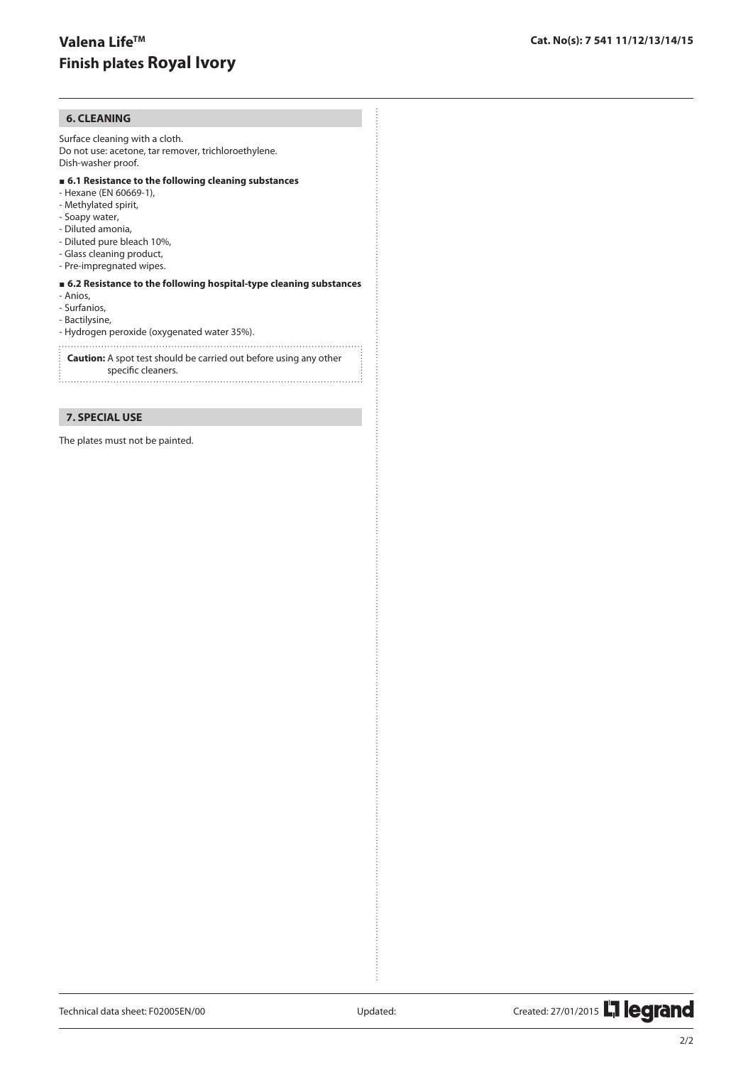## 6. CLEANING

Surface cleaning with a cloth.
Do not use: acetone, tar remover, trichloroethylene.
Dish-washer proof.

■ **6.1 Resistance to the following cleaning substances**

- Hexane (EN 60669-1),
- Methylated spirit,
- Soapy water,
- Diluted amonia,
- Diluted pure bleach 10%,
- Glass cleaning product,
- Pre-impregnated wipes.

■ **6.2 Resistance to the following hospital-type cleaning substances**

- Anios,
- Surfanios,
- Bactilysine,
- Hydrogen peroxide (oxygenated water 35%).

**Caution:** A spot test should be carried out before using any other specific cleaners.

## 7. SPECIAL USE

The plates must not be painted.